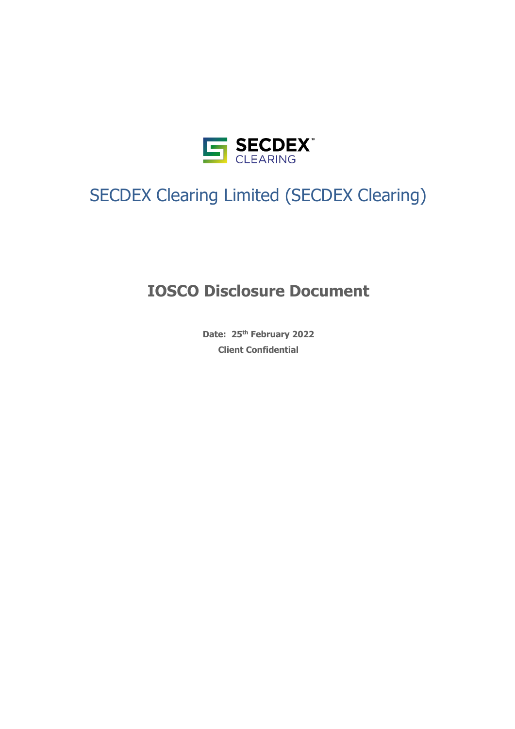SECDEX CLEARING

# SECDEX Clearing Limited (SECDEX Clearing)

## IOSCO Disclosure Document

**Date: 25th February 2022**

**Client Confidential**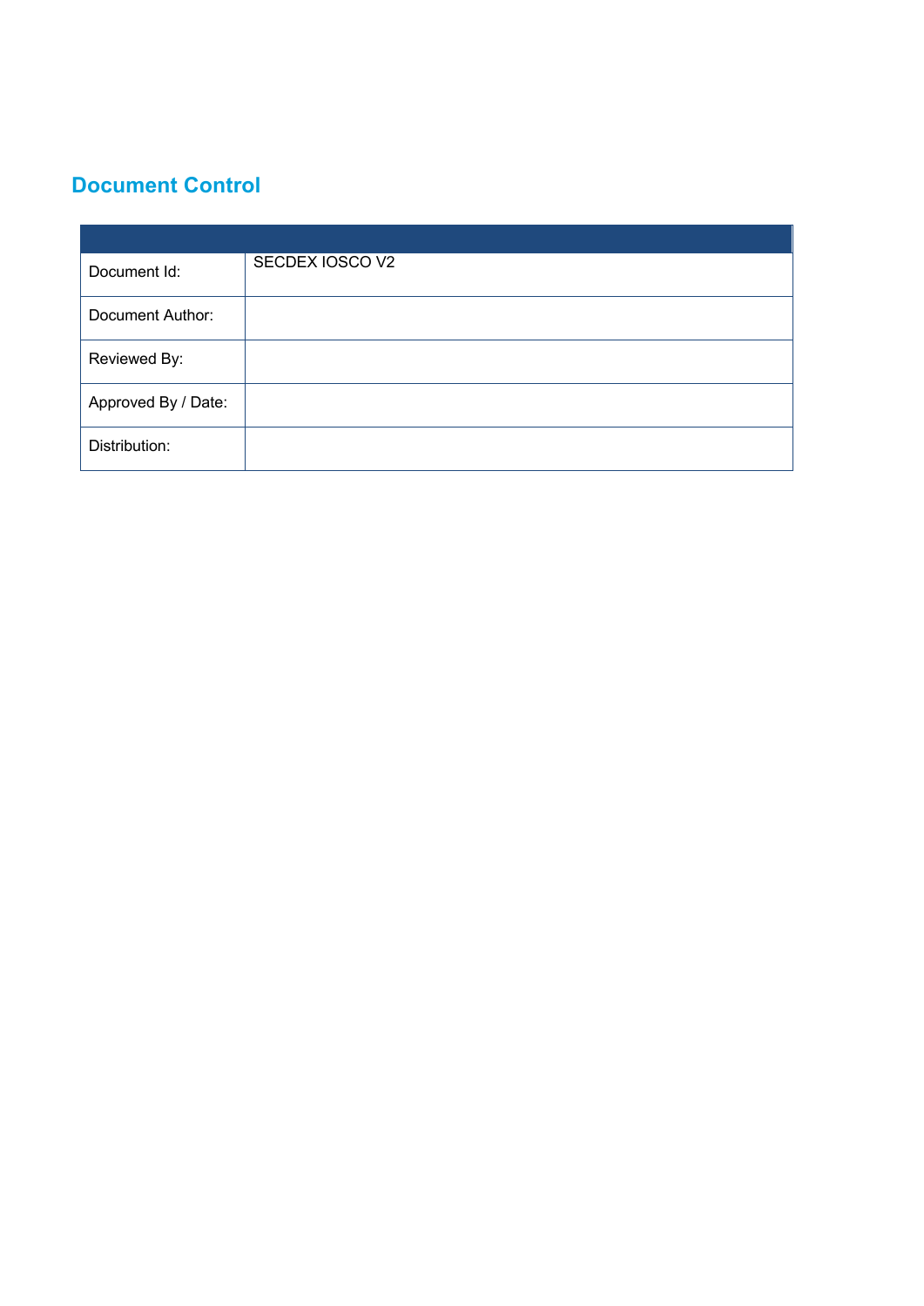## Document Control

| | |
|---|---|
| Document Id: | SECDEX IOSCO V2 |
| Document Author: | |
| Reviewed By: | |
| Approved By / Date: | |
| Distribution: | |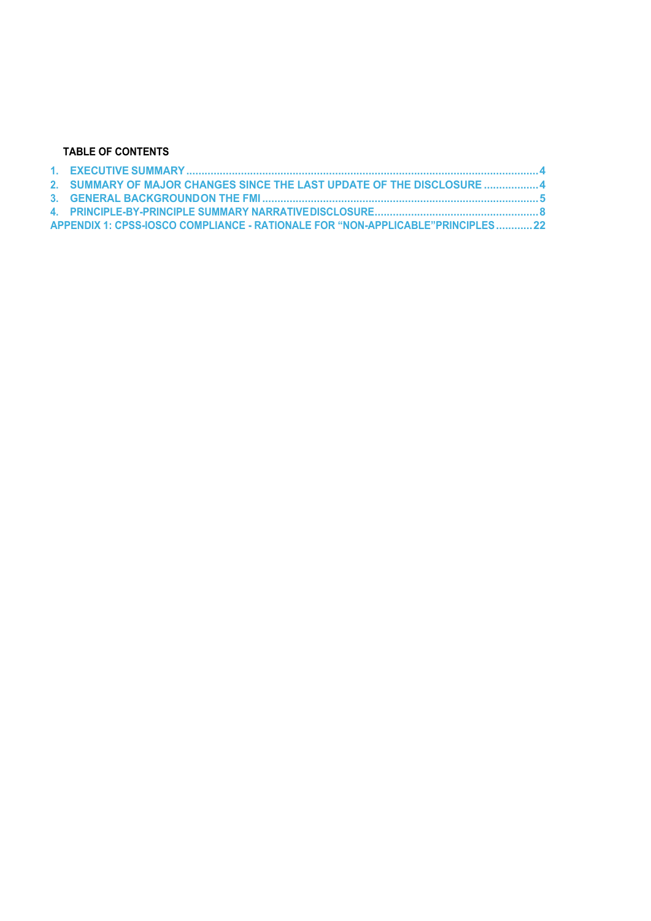**TABLE OF CONTENTS**

1. EXECUTIVE SUMMARY .................................................................................................................... 4
2. SUMMARY OF MAJOR CHANGES SINCE THE LAST UPDATE OF THE DISCLOSURE .................. 4
3. GENERAL BACKGROUND ON THE FMI ........................................................................................ 5
4. PRINCIPLE-BY-PRINCIPLE SUMMARY NARRATIVE DISCLOSURE ................................................ 8

APPENDIX 1: CPSS-IOSCO COMPLIANCE - RATIONALE FOR "NON-APPLICABLE" PRINCIPLES ............ 22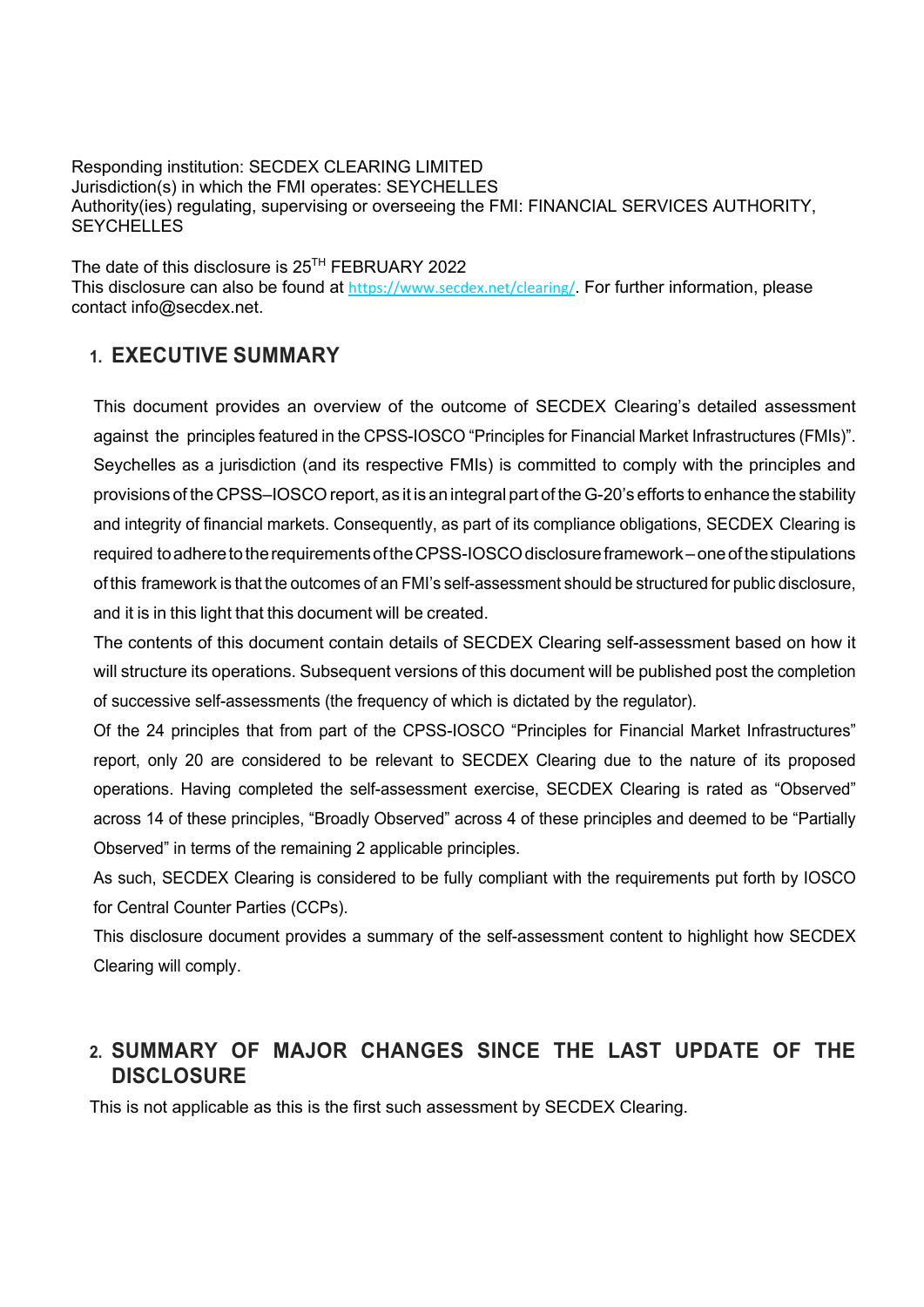Responding institution: SECDEX CLEARING LIMITED
Jurisdiction(s) in which the FMI operates: SEYCHELLES
Authority(ies) regulating, supervising or overseeing the FMI: FINANCIAL SERVICES AUTHORITY, SEYCHELLES

The date of this disclosure is 25TH FEBRUARY 2022
This disclosure can also be found at https://www.secdex.net/clearing/. For further information, please contact info@secdex.net.

## 1. EXECUTIVE SUMMARY

This document provides an overview of the outcome of SECDEX Clearing's detailed assessment against the principles featured in the CPSS-IOSCO "Principles for Financial Market Infrastructures (FMIs)". Seychelles as a jurisdiction (and its respective FMIs) is committed to comply with the principles and provisions of the CPSS–IOSCO report, as it is an integral part of the G-20's efforts to enhance the stability and integrity of financial markets. Consequently, as part of its compliance obligations, SECDEX Clearing is required to adhere to the requirements of the CPSS-IOSCO disclosure framework – one of the stipulations of this framework is that the outcomes of an FMI's self-assessment should be structured for public disclosure, and it is in this light that this document will be created.

The contents of this document contain details of SECDEX Clearing self-assessment based on how it will structure its operations. Subsequent versions of this document will be published post the completion of successive self-assessments (the frequency of which is dictated by the regulator).

Of the 24 principles that from part of the CPSS-IOSCO "Principles for Financial Market Infrastructures" report, only 20 are considered to be relevant to SECDEX Clearing due to the nature of its proposed operations. Having completed the self-assessment exercise, SECDEX Clearing is rated as "Observed" across 14 of these principles, "Broadly Observed" across 4 of these principles and deemed to be "Partially Observed" in terms of the remaining 2 applicable principles.

As such, SECDEX Clearing is considered to be fully compliant with the requirements put forth by IOSCO for Central Counter Parties (CCPs).

This disclosure document provides a summary of the self-assessment content to highlight how SECDEX Clearing will comply.

## 2. SUMMARY OF MAJOR CHANGES SINCE THE LAST UPDATE OF THE DISCLOSURE

This is not applicable as this is the first such assessment by SECDEX Clearing.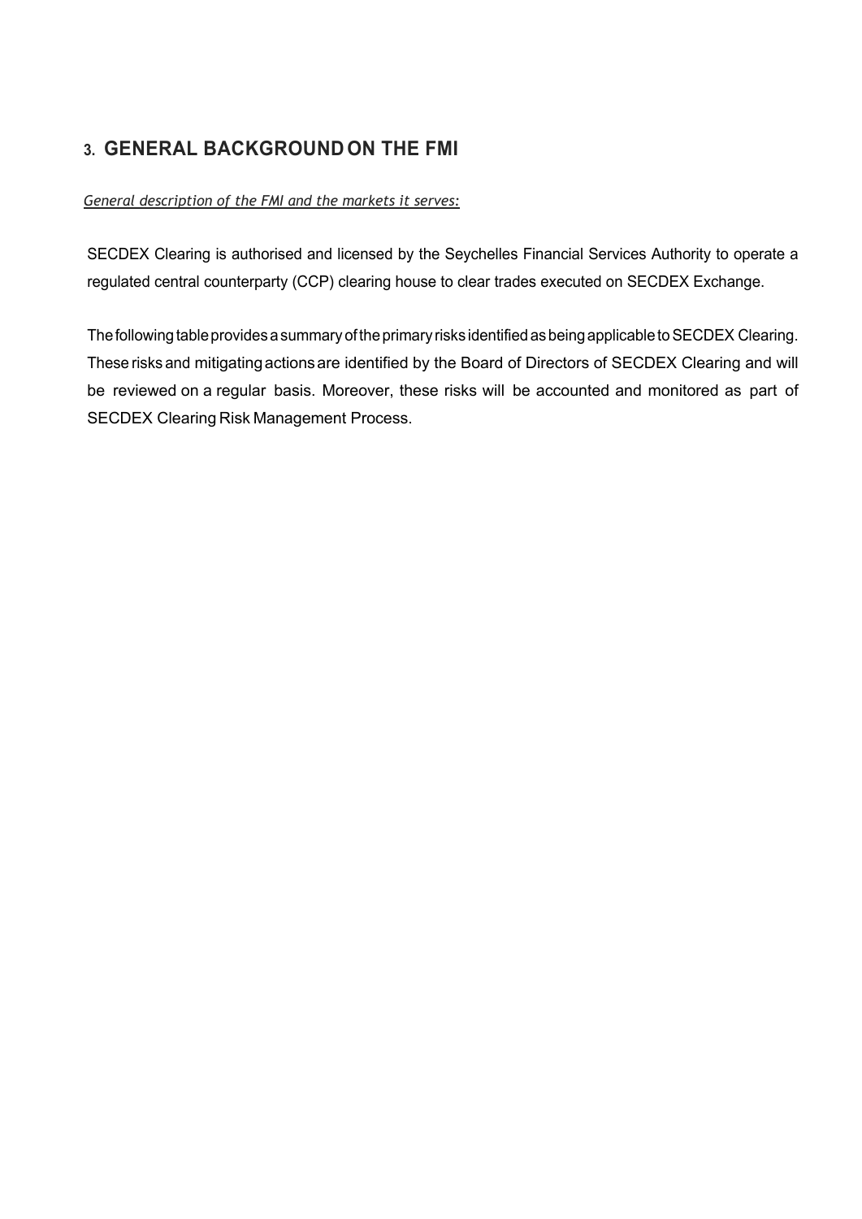## 3. GENERAL BACKGROUND ON THE FMI

*General description of the FMI and the markets it serves:*

SECDEX Clearing is authorised and licensed by the Seychelles Financial Services Authority to operate a regulated central counterparty (CCP) clearing house to clear trades executed on SECDEX Exchange.

The following table provides a summary of the primary risks identified as being applicable to SECDEX Clearing. These risks and mitigating actions are identified by the Board of Directors of SECDEX Clearing and will be reviewed on a regular basis. Moreover, these risks will be accounted and monitored as part of SECDEX Clearing Risk Management Process.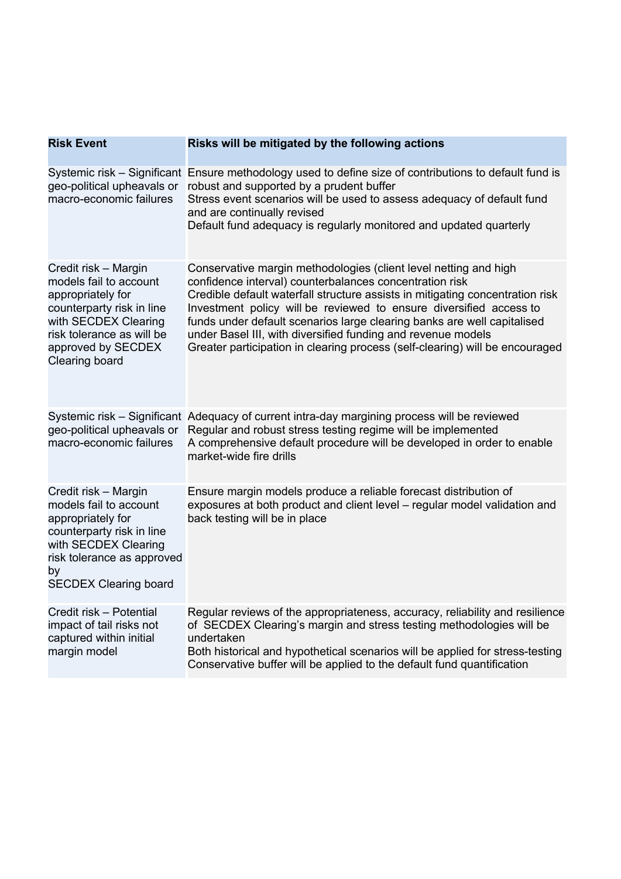| Risk Event | Risks will be mitigated by the following actions |
| --- | --- |
| Systemic risk – Significant geo-political upheavals or macro-economic failures | Ensure methodology used to define size of contributions to default fund is robust and supported by a prudent buffer<br>Stress event scenarios will be used to assess adequacy of default fund and are continually revised<br>Default fund adequacy is regularly monitored and updated quarterly |
| Credit risk – Margin models fail to account appropriately for counterparty risk in line with SECDEX Clearing risk tolerance as will be approved by SECDEX Clearing board | Conservative margin methodologies (client level netting and high confidence interval) counterbalances concentration risk<br>Credible default waterfall structure assists in mitigating concentration risk<br>Investment policy will be reviewed to ensure diversified access to funds under default scenarios large clearing banks are well capitalised under Basel III, with diversified funding and revenue models<br>Greater participation in clearing process (self-clearing) will be encouraged |
| Systemic risk – Significant geo-political upheavals or macro-economic failures | Adequacy of current intra-day margining process will be reviewed<br>Regular and robust stress testing regime will be implemented<br>A comprehensive default procedure will be developed in order to enable market-wide fire drills |
| Credit risk – Margin models fail to account appropriately for counterparty risk in line with SECDEX Clearing risk tolerance as approved by SECDEX Clearing board | Ensure margin models produce a reliable forecast distribution of exposures at both product and client level – regular model validation and back testing will be in place |
| Credit risk – Potential impact of tail risks not captured within initial margin model | Regular reviews of the appropriateness, accuracy, reliability and resilience of SECDEX Clearing's margin and stress testing methodologies will be undertaken<br>Both historical and hypothetical scenarios will be applied for stress-testing<br>Conservative buffer will be applied to the default fund quantification |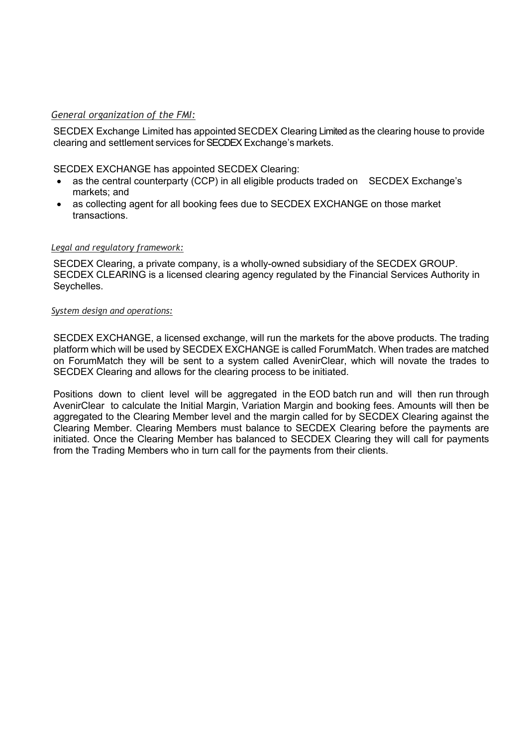*General organization of the FMI:*

SECDEX Exchange Limited has appointed SECDEX Clearing Limited as the clearing house to provide clearing and settlement services for SECDEX Exchange's markets.

SECDEX EXCHANGE has appointed SECDEX Clearing:

- as the central counterparty (CCP) in all eligible products traded on SECDEX Exchange's markets; and
- as collecting agent for all booking fees due to SECDEX EXCHANGE on those market transactions.

*Legal and regulatory framework:*

SECDEX Clearing, a private company, is a wholly-owned subsidiary of the SECDEX GROUP. SECDEX CLEARING is a licensed clearing agency regulated by the Financial Services Authority in Seychelles.

*System design and operations:*

SECDEX EXCHANGE, a licensed exchange, will run the markets for the above products. The trading platform which will be used by SECDEX EXCHANGE is called ForumMatch. When trades are matched on ForumMatch they will be sent to a system called AvenirClear, which will novate the trades to SECDEX Clearing and allows for the clearing process to be initiated.

Positions down to client level will be aggregated in the EOD batch run and will then run through AvenirClear to calculate the Initial Margin, Variation Margin and booking fees. Amounts will then be aggregated to the Clearing Member level and the margin called for by SECDEX Clearing against the Clearing Member. Clearing Members must balance to SECDEX Clearing before the payments are initiated. Once the Clearing Member has balanced to SECDEX Clearing they will call for payments from the Trading Members who in turn call for the payments from their clients.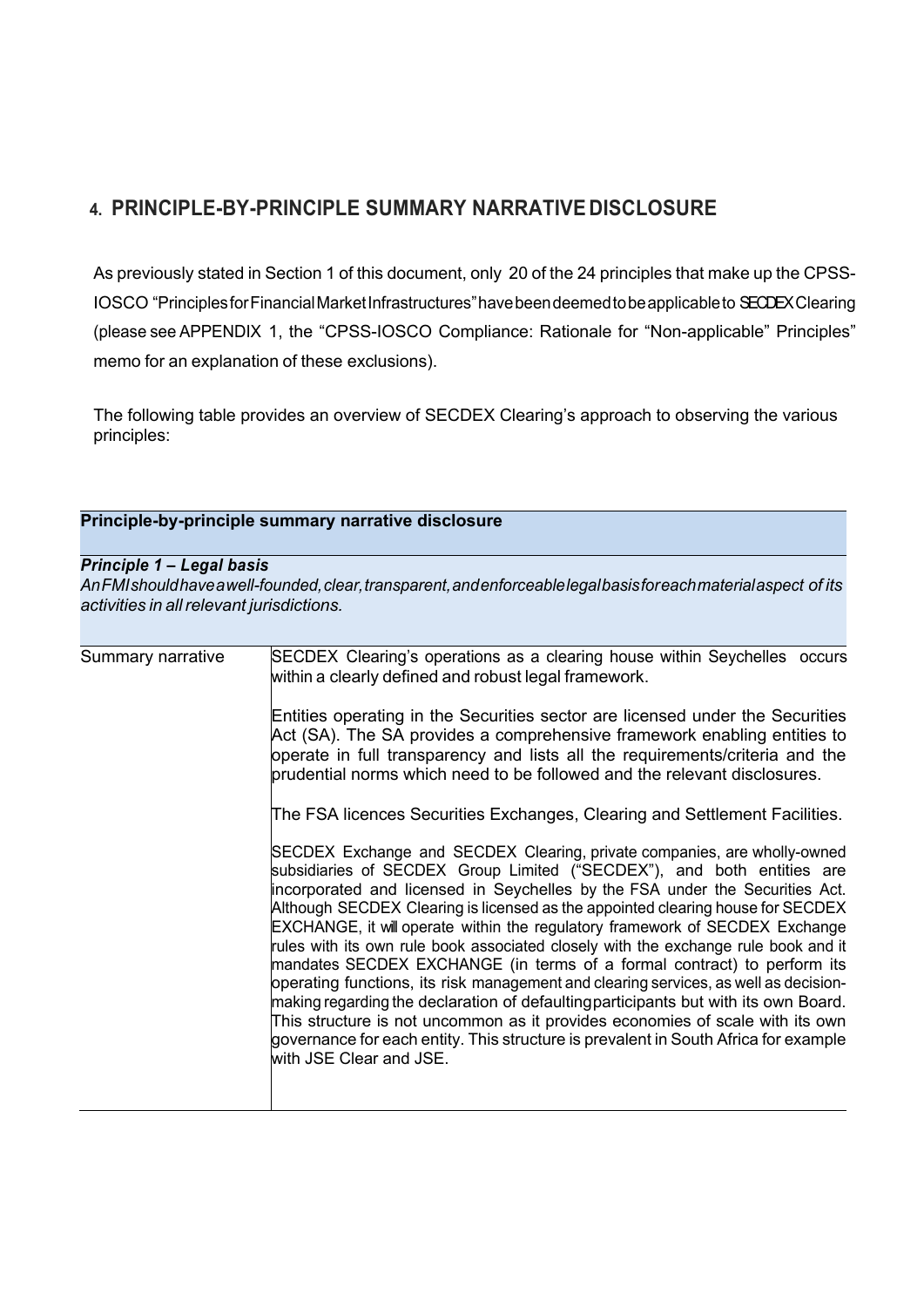## 4. PRINCIPLE-BY-PRINCIPLE SUMMARY NARRATIVE DISCLOSURE

As previously stated in Section 1 of this document, only 20 of the 24 principles that make up the CPSS-IOSCO "Principles for Financial Market Infrastructures" have been deemed to be applicable to SECDEX Clearing (please see APPENDIX 1, the "CPSS-IOSCO Compliance: Rationale for "Non-applicable" Principles" memo for an explanation of these exclusions).

The following table provides an overview of SECDEX Clearing's approach to observing the various principles:

| **Principle-by-principle summary narrative disclosure** | |
|---|---|
| ***Principle 1 – Legal basis***<br>*An FMI should have a well-founded, clear, transparent, and enforceable legal basis for each material aspect of its activities in all relevant jurisdictions.* | |
| Summary narrative | SECDEX Clearing's operations as a clearing house within Seychelles occurs within a clearly defined and robust legal framework.<br><br>Entities operating in the Securities sector are licensed under the Securities Act (SA). The SA provides a comprehensive framework enabling entities to operate in full transparency and lists all the requirements/criteria and the prudential norms which need to be followed and the relevant disclosures.<br><br>The FSA licences Securities Exchanges, Clearing and Settlement Facilities.<br><br>SECDEX Exchange and SECDEX Clearing, private companies, are wholly-owned subsidiaries of SECDEX Group Limited ("SECDEX"), and both entities are incorporated and licensed in Seychelles by the FSA under the Securities Act. Although SECDEX Clearing is licensed as the appointed clearing house for SECDEX EXCHANGE, it will operate within the regulatory framework of SECDEX Exchange rules with its own rule book associated closely with the exchange rule book and it mandates SECDEX EXCHANGE (in terms of a formal contract) to perform its operating functions, its risk management and clearing services, as well as decision-making regarding the declaration of defaulting participants but with its own Board. This structure is not uncommon as it provides economies of scale with its own governance for each entity. This structure is prevalent in South Africa for example with JSE Clear and JSE. |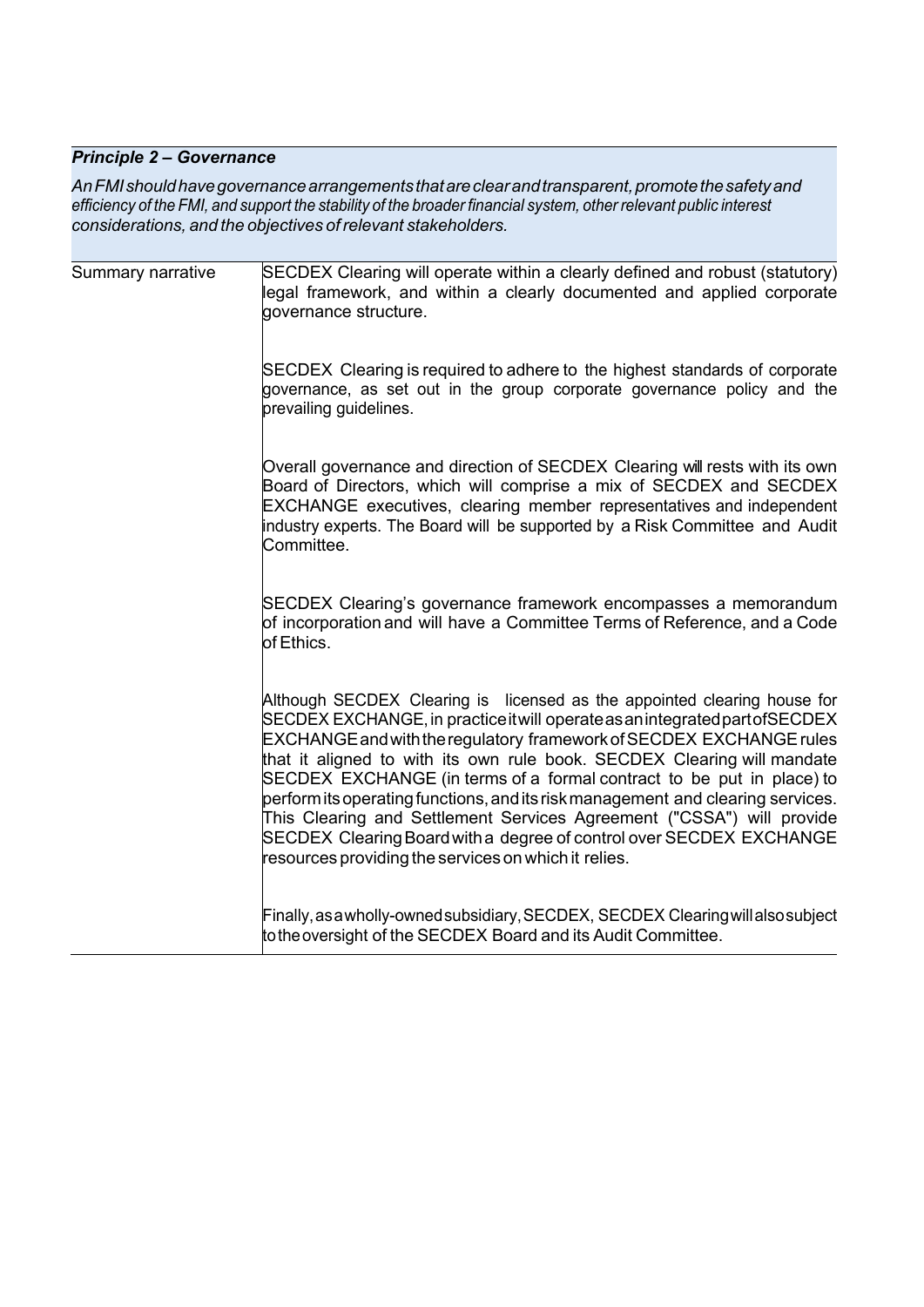***Principle 2 – Governance***

*An FMI should have governance arrangements that are clear and transparent, promote the safety and efficiency of the FMI, and support the stability of the broader financial system, other relevant public interest considerations, and the objectives of relevant stakeholders.*

| | |
|---|---|
| Summary narrative | SECDEX Clearing will operate within a clearly defined and robust (statutory) legal framework, and within a clearly documented and applied corporate governance structure.<br><br>SECDEX Clearing is required to adhere to the highest standards of corporate governance, as set out in the group corporate governance policy and the prevailing guidelines.<br><br>Overall governance and direction of SECDEX Clearing will rests with its own Board of Directors, which will comprise a mix of SECDEX and SECDEX EXCHANGE executives, clearing member representatives and independent industry experts. The Board will be supported by a Risk Committee and Audit Committee.<br><br>SECDEX Clearing's governance framework encompasses a memorandum of incorporation and will have a Committee Terms of Reference, and a Code of Ethics.<br><br>Although SECDEX Clearing is licensed as the appointed clearing house for SECDEX EXCHANGE, in practice it will operate as an integrated part of SECDEX EXCHANGE and with the regulatory framework of SECDEX EXCHANGE rules that it aligned to with its own rule book. SECDEX Clearing will mandate SECDEX EXCHANGE (in terms of a formal contract to be put in place) to perform its operating functions, and its risk management and clearing services. This Clearing and Settlement Services Agreement ("CSSA") will provide SECDEX Clearing Board with a degree of control over SECDEX EXCHANGE resources providing the services on which it relies.<br><br>Finally, as a wholly-owned subsidiary, SECDEX, SECDEX Clearing will also subject to the oversight of the SECDEX Board and its Audit Committee. |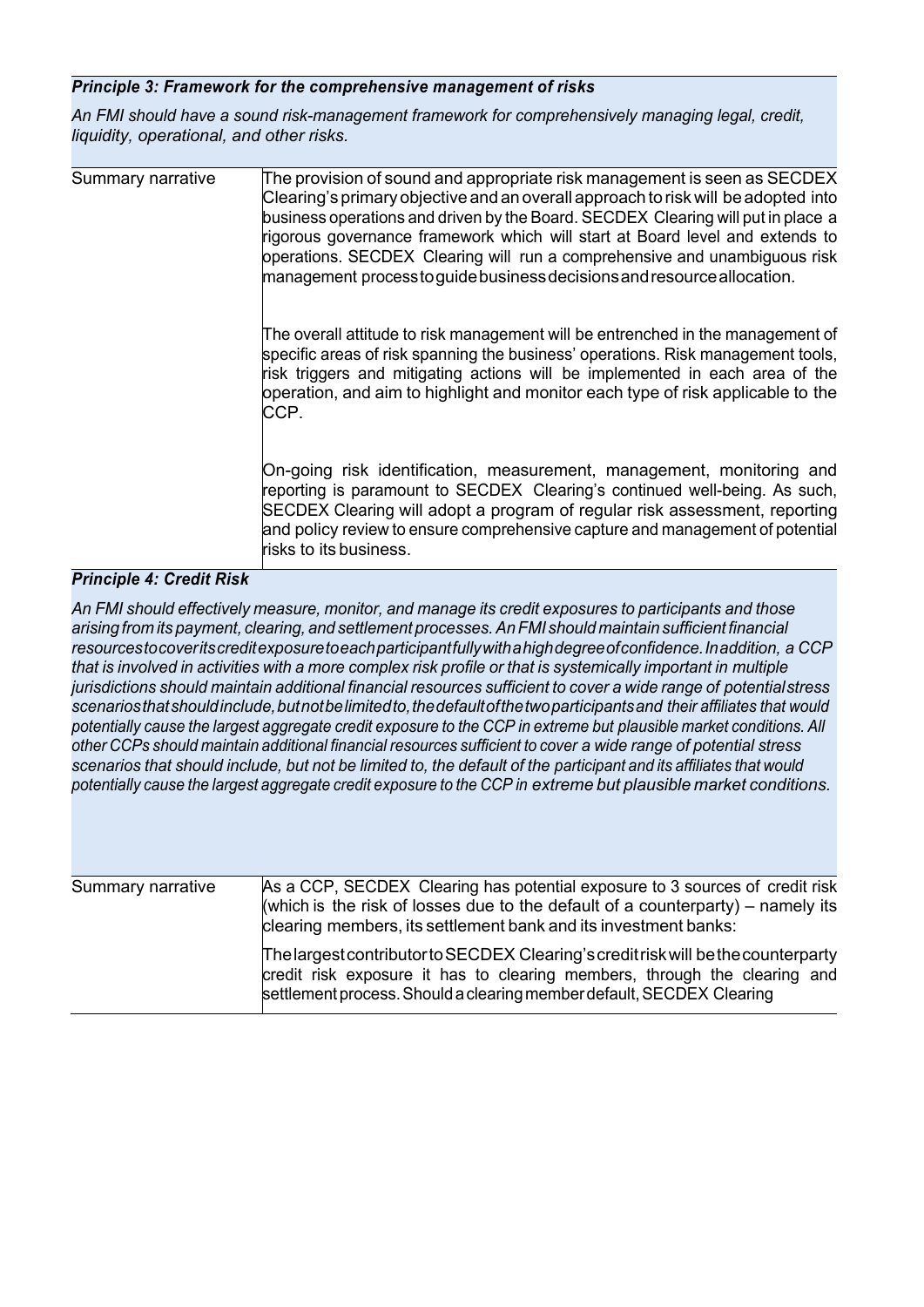**_Principle 3: Framework for the comprehensive management of risks_**

*An FMI should have a sound risk-management framework for comprehensively managing legal, credit, liquidity, operational, and other risks.*

| | |
|---|---|
| Summary narrative | The provision of sound and appropriate risk management is seen as SECDEX Clearing's primary objective and an overall approach to risk will be adopted into business operations and driven by the Board. SECDEX Clearing will put in place a rigorous governance framework which will start at Board level and extends to operations. SECDEX Clearing will run a comprehensive and unambiguous risk management process to guide business decisions and resource allocation.<br><br>The overall attitude to risk management will be entrenched in the management of specific areas of risk spanning the business' operations. Risk management tools, risk triggers and mitigating actions will be implemented in each area of the operation, and aim to highlight and monitor each type of risk applicable to the CCP.<br><br>On-going risk identification, measurement, management, monitoring and reporting is paramount to SECDEX Clearing's continued well-being. As such, SECDEX Clearing will adopt a program of regular risk assessment, reporting and policy review to ensure comprehensive capture and management of potential risks to its business. |

**_Principle 4: Credit Risk_**

*An FMI should effectively measure, monitor, and manage its credit exposures to participants and those arising from its payment, clearing, and settlement processes. An FMI should maintain sufficient financial resources to cover its credit exposure to each participant fully with a high degree of confidence. In addition, a CCP that is involved in activities with a more complex risk profile or that is systemically important in multiple jurisdictions should maintain additional financial resources sufficient to cover a wide range of potential stress scenarios that should include, but not be limited to, the default of the two participants and their affiliates that would potentially cause the largest aggregate credit exposure to the CCP in extreme but plausible market conditions. All other CCPs should maintain additional financial resources sufficient to cover a wide range of potential stress scenarios that should include, but not be limited to, the default of the participant and its affiliates that would potentially cause the largest aggregate credit exposure to the CCP in extreme but plausible market conditions.*

| | |
|---|---|
| Summary narrative | As a CCP, SECDEX Clearing has potential exposure to 3 sources of credit risk (which is the risk of losses due to the default of a counterparty) – namely its clearing members, its settlement bank and its investment banks:<br><br>The largest contributor to SECDEX Clearing's credit risk will be the counterparty credit risk exposure it has to clearing members, through the clearing and settlement process. Should a clearing member default, SECDEX Clearing |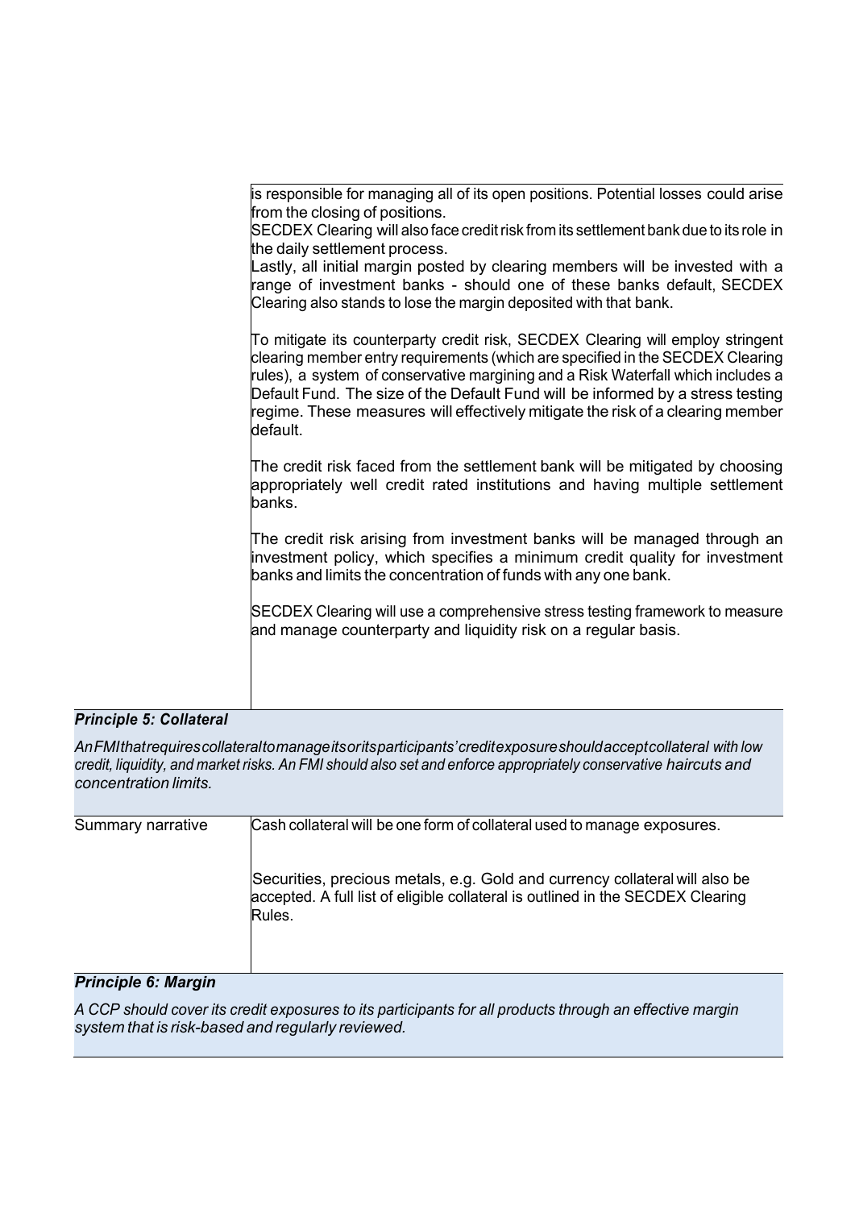| | is responsible for managing all of its open positions. Potential losses could arise from the closing of positions.<br>SECDEX Clearing will also face credit risk from its settlement bank due to its role in the daily settlement process.<br>Lastly, all initial margin posted by clearing members will be invested with a range of investment banks - should one of these banks default, SECDEX Clearing also stands to lose the margin deposited with that bank.<br><br>To mitigate its counterparty credit risk, SECDEX Clearing will employ stringent clearing member entry requirements (which are specified in the SECDEX Clearing rules), a system of conservative margining and a Risk Waterfall which includes a Default Fund. The size of the Default Fund will be informed by a stress testing regime. These measures will effectively mitigate the risk of a clearing member default.<br><br>The credit risk faced from the settlement bank will be mitigated by choosing appropriately well credit rated institutions and having multiple settlement banks.<br><br>The credit risk arising from investment banks will be managed through an investment policy, which specifies a minimum credit quality for investment banks and limits the concentration of funds with any one bank.<br><br>SECDEX Clearing will use a comprehensive stress testing framework to measure and manage counterparty and liquidity risk on a regular basis. |
|---|---|

***Principle 5: Collateral***

*An FMI that requires collateral to manage its or its participants' credit exposure should accept collateral with low credit, liquidity, and market risks. An FMI should also set and enforce appropriately conservative haircuts and concentration limits.*

| Summary narrative | Cash collateral will be one form of collateral used to manage exposures.<br><br>Securities, precious metals, e.g. Gold and currency collateral will also be accepted. A full list of eligible collateral is outlined in the SECDEX Clearing Rules. |
|---|---|

***Principle 6: Margin***

*A CCP should cover its credit exposures to its participants for all products through an effective margin system that is risk-based and regularly reviewed.*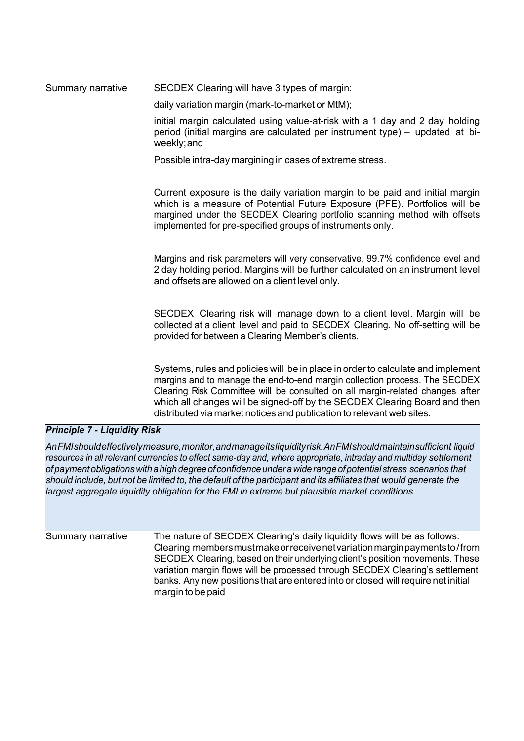| Summary narrative | SECDEX Clearing will have 3 types of margin:<br><br>daily variation margin (mark-to-market or MtM);<br><br>initial margin calculated using value-at-risk with a 1 day and 2 day holding period (initial margins are calculated per instrument type) – updated at bi-weekly; and<br><br>Possible intra-day margining in cases of extreme stress.<br><br>Current exposure is the daily variation margin to be paid and initial margin which is a measure of Potential Future Exposure (PFE). Portfolios will be margined under the SECDEX Clearing portfolio scanning method with offsets implemented for pre-specified groups of instruments only.<br><br>Margins and risk parameters will very conservative, 99.7% confidence level and 2 day holding period. Margins will be further calculated on an instrument level and offsets are allowed on a client level only.<br><br>SECDEX Clearing risk will manage down to a client level. Margin will be collected at a client level and paid to SECDEX Clearing. No off-setting will be provided for between a Clearing Member's clients.<br><br>Systems, rules and policies will be in place in order to calculate and implement margins and to manage the end-to-end margin collection process. The SECDEX Clearing Risk Committee will be consulted on all margin-related changes after which all changes will be signed-off by the SECDEX Clearing Board and then distributed via market notices and publication to relevant web sites. |
|---|---|

***Principle 7 - Liquidity Risk***

*An FMI should effectively measure, monitor, and manage its liquidity risk. An FMI should maintain sufficient liquid resources in all relevant currencies to effect same-day and, where appropriate, intraday and multiday settlement of payment obligations with a high degree of confidence under a wide range of potential stress scenarios that should include, but not be limited to, the default of the participant and its affiliates that would generate the largest aggregate liquidity obligation for the FMI in extreme but plausible market conditions.*

| Summary narrative | The nature of SECDEX Clearing's daily liquidity flows will be as follows: Clearing members must make or receive net variation margin payments to/from SECDEX Clearing, based on their underlying client's position movements. These variation margin flows will be processed through SECDEX Clearing's settlement banks. Any new positions that are entered into or closed will require net initial margin to be paid |
|---|---|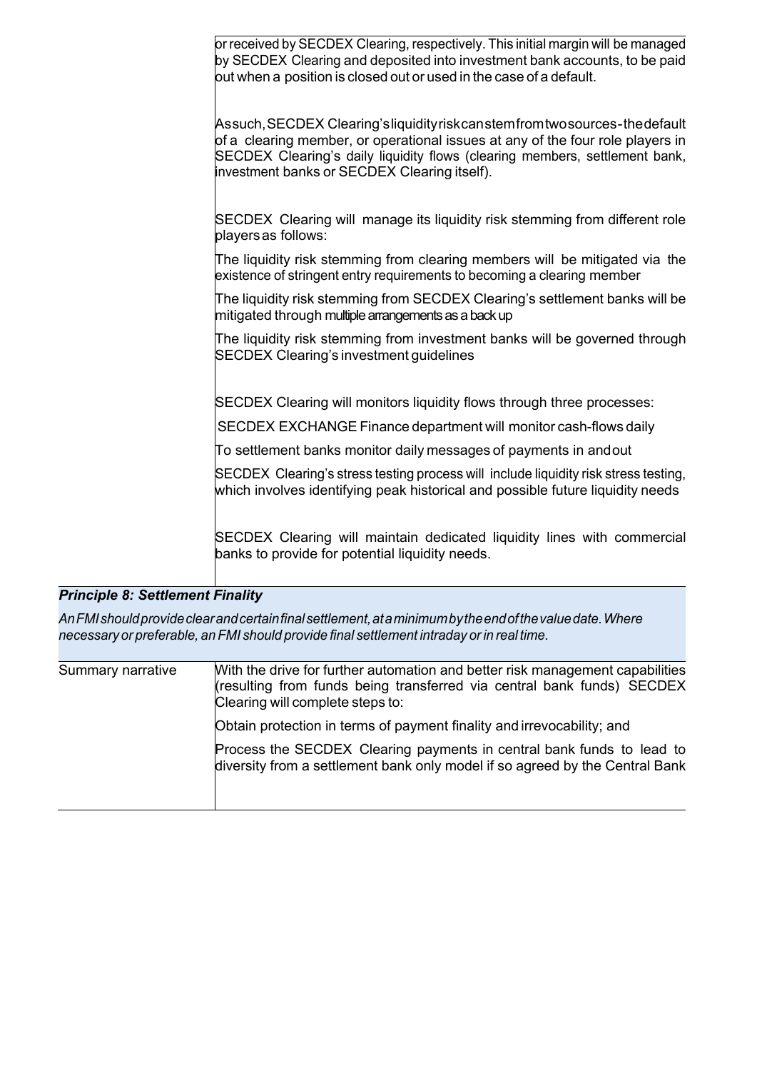| | |
|---|---|
| | or received by SECDEX Clearing, respectively. This initial margin will be managed by SECDEX Clearing and deposited into investment bank accounts, to be paid out when a position is closed out or used in the case of a default.<br><br>Assuch,SECDEX Clearing'sliquidityriskcanstemfromtwosources-thedefault of a clearing member, or operational issues at any of the four role players in SECDEX Clearing's daily liquidity flows (clearing members, settlement bank, investment banks or SECDEX Clearing itself).<br><br>SECDEX Clearing will manage its liquidity risk stemming from different role players as follows:<br><br>The liquidity risk stemming from clearing members will be mitigated via the existence of stringent entry requirements to becoming a clearing member<br><br>The liquidity risk stemming from SECDEX Clearing's settlement banks will be mitigated through multiple arrangements as a back up<br><br>The liquidity risk stemming from investment banks will be governed through SECDEX Clearing's investment guidelines<br><br>SECDEX Clearing will monitors liquidity flows through three processes:<br><br>SECDEX EXCHANGE Finance department will monitor cash-flows daily<br><br>To settlement banks monitor daily messages of payments in andout<br><br>SECDEX Clearing's stress testing process will include liquidity risk stress testing, which involves identifying peak historical and possible future liquidity needs<br><br>SECDEX Clearing will maintain dedicated liquidity lines with commercial banks to provide for potential liquidity needs. |

***Principle 8: Settlement Finality***

*AnFMIshouldprovideclearandcertainfinalsettlement,ataminimumbytheendofthevaluedate.Where necessary or preferable, an FMI should provide final settlement intraday or in real time.*

| | |
|---|---|
| Summary narrative | With the drive for further automation and better risk management capabilities (resulting from funds being transferred via central bank funds) SECDEX Clearing will complete steps to:<br><br>Obtain protection in terms of payment finality and irrevocability; and<br><br>Process the SECDEX Clearing payments in central bank funds to lead to diversity from a settlement bank only model if so agreed by the Central Bank |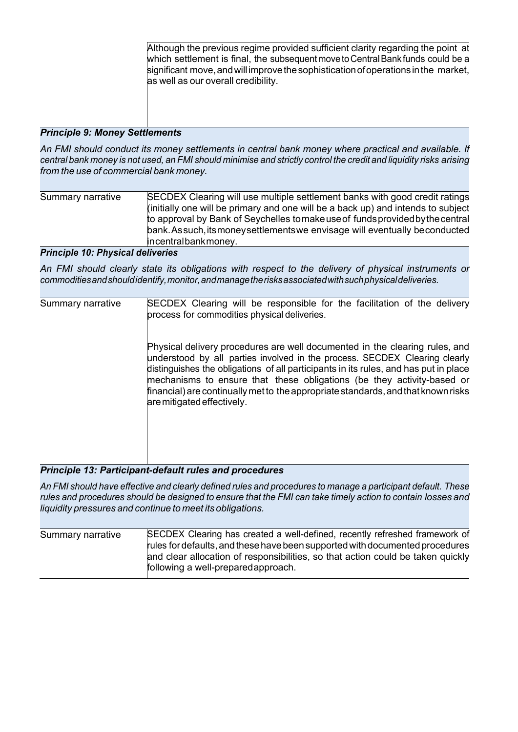| | Although the previous regime provided sufficient clarity regarding the point at which settlement is final, the subsequent move to Central Bank funds could be a significant move, and will improve the sophistication of operations in the market, as well as our overall credibility. |
|---|---|

***Principle 9: Money Settlements***

*An FMI should conduct its money settlements in central bank money where practical and available. If central bank money is not used, an FMI should minimise and strictly control the credit and liquidity risks arising from the use of commercial bank money.*

| Summary narrative | SECDEX Clearing will use multiple settlement banks with good credit ratings (initially one will be primary and one will be a back up) and intends to subject to approval by Bank of Seychelles to make use of funds provided by the central bank. As such, its money settlements we envisage will eventually be conducted in central bank money. |
|---|---|

***Principle 10: Physical deliveries***

*An FMI should clearly state its obligations with respect to the delivery of physical instruments or commodities and should identify, monitor, and manage the risks associated with such physical deliveries.*

| Summary narrative | SECDEX Clearing will be responsible for the facilitation of the delivery process for commodities physical deliveries.<br><br>Physical delivery procedures are well documented in the clearing rules, and understood by all parties involved in the process. SECDEX Clearing clearly distinguishes the obligations of all participants in its rules, and has put in place mechanisms to ensure that these obligations (be they activity-based or financial) are continually met to the appropriate standards, and that known risks are mitigated effectively. |
|---|---|

***Principle 13: Participant-default rules and procedures***

*An FMI should have effective and clearly defined rules and procedures to manage a participant default. These rules and procedures should be designed to ensure that the FMI can take timely action to contain losses and liquidity pressures and continue to meet its obligations.*

| Summary narrative | SECDEX Clearing has created a well-defined, recently refreshed framework of rules for defaults, and these have been supported with documented procedures and clear allocation of responsibilities, so that action could be taken quickly following a well-prepared approach. |
|---|---|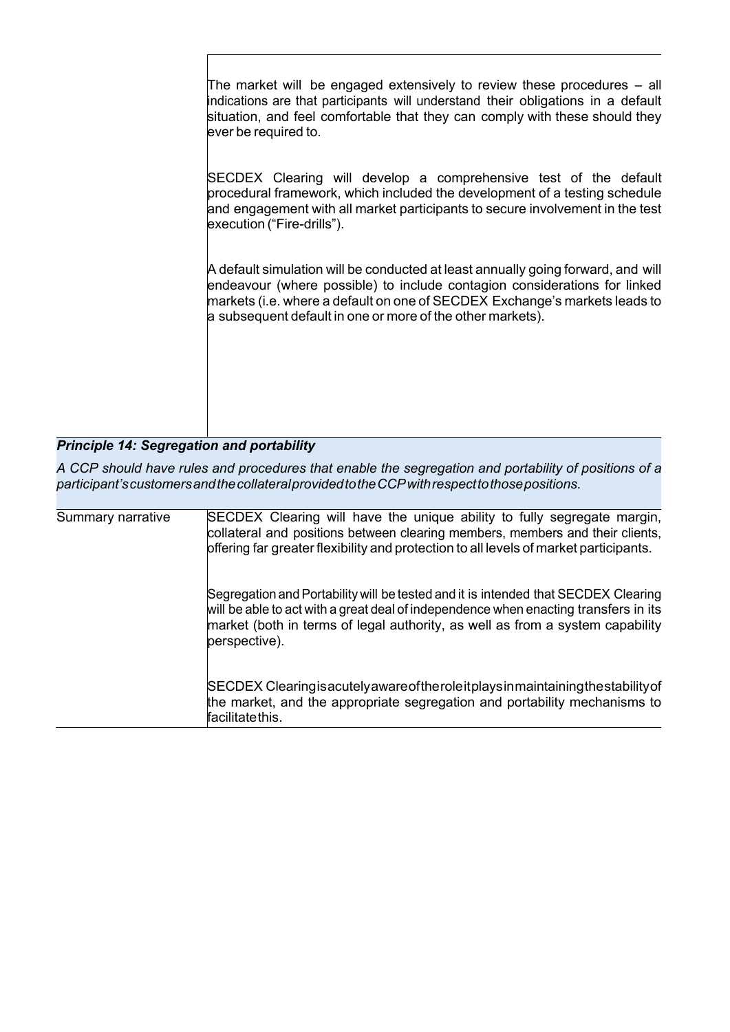| | |
|---|---|
| | The market will be engaged extensively to review these procedures – all indications are that participants will understand their obligations in a default situation, and feel comfortable that they can comply with these should they ever be required to.<br><br>SECDEX Clearing will develop a comprehensive test of the default procedural framework, which included the development of a testing schedule and engagement with all market participants to secure involvement in the test execution ("Fire-drills").<br><br>A default simulation will be conducted at least annually going forward, and will endeavour (where possible) to include contagion considerations for linked markets (i.e. where a default on one of SECDEX Exchange's markets leads to a subsequent default in one or more of the other markets). |

***Principle 14: Segregation and portability***

*A CCP should have rules and procedures that enable the segregation and portability of positions of a participant's customers and the collateral provided to the CCP with respect to those positions.*

| | |
|---|---|
| Summary narrative | SECDEX Clearing will have the unique ability to fully segregate margin, collateral and positions between clearing members, members and their clients, offering far greater flexibility and protection to all levels of market participants.<br><br>Segregation and Portability will be tested and it is intended that SECDEX Clearing will be able to act with a great deal of independence when enacting transfers in its market (both in terms of legal authority, as well as from a system capability perspective).<br><br>SECDEX Clearing is acutely aware of the role it plays in maintaining the stability of the market, and the appropriate segregation and portability mechanisms to facilitate this. |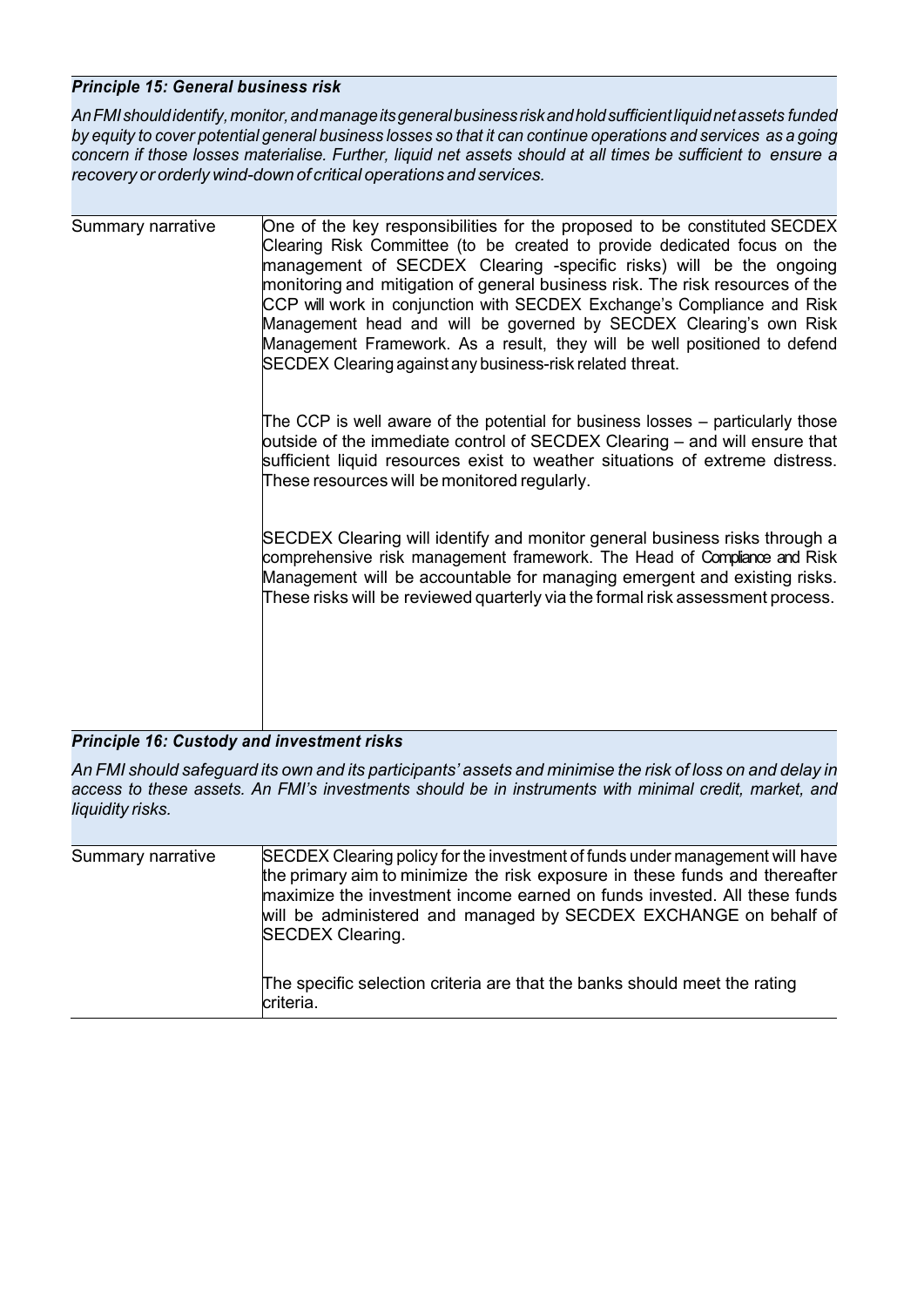***Principle 15: General business risk***

*An FMI should identify, monitor, and manage its general business risk and hold sufficient liquid net assets funded by equity to cover potential general business losses so that it can continue operations and services as a going concern if those losses materialise. Further, liquid net assets should at all times be sufficient to ensure a recovery or orderly wind-down of critical operations and services.*

| | |
|---|---|
| Summary narrative | One of the key responsibilities for the proposed to be constituted SECDEX Clearing Risk Committee (to be created to provide dedicated focus on the management of SECDEX Clearing -specific risks) will be the ongoing monitoring and mitigation of general business risk. The risk resources of the CCP will work in conjunction with SECDEX Exchange's Compliance and Risk Management head and will be governed by SECDEX Clearing's own Risk Management Framework. As a result, they will be well positioned to defend SECDEX Clearing against any business-risk related threat.<br><br>The CCP is well aware of the potential for business losses – particularly those outside of the immediate control of SECDEX Clearing – and will ensure that sufficient liquid resources exist to weather situations of extreme distress. These resources will be monitored regularly.<br><br>SECDEX Clearing will identify and monitor general business risks through a comprehensive risk management framework. The Head of Compliance and Risk Management will be accountable for managing emergent and existing risks. These risks will be reviewed quarterly via the formal risk assessment process. |

***Principle 16: Custody and investment risks***

*An FMI should safeguard its own and its participants' assets and minimise the risk of loss on and delay in access to these assets. An FMI's investments should be in instruments with minimal credit, market, and liquidity risks.*

| | |
|---|---|
| Summary narrative | SECDEX Clearing policy for the investment of funds under management will have the primary aim to minimize the risk exposure in these funds and thereafter maximize the investment income earned on funds invested. All these funds will be administered and managed by SECDEX EXCHANGE on behalf of SECDEX Clearing.<br><br>The specific selection criteria are that the banks should meet the rating criteria. |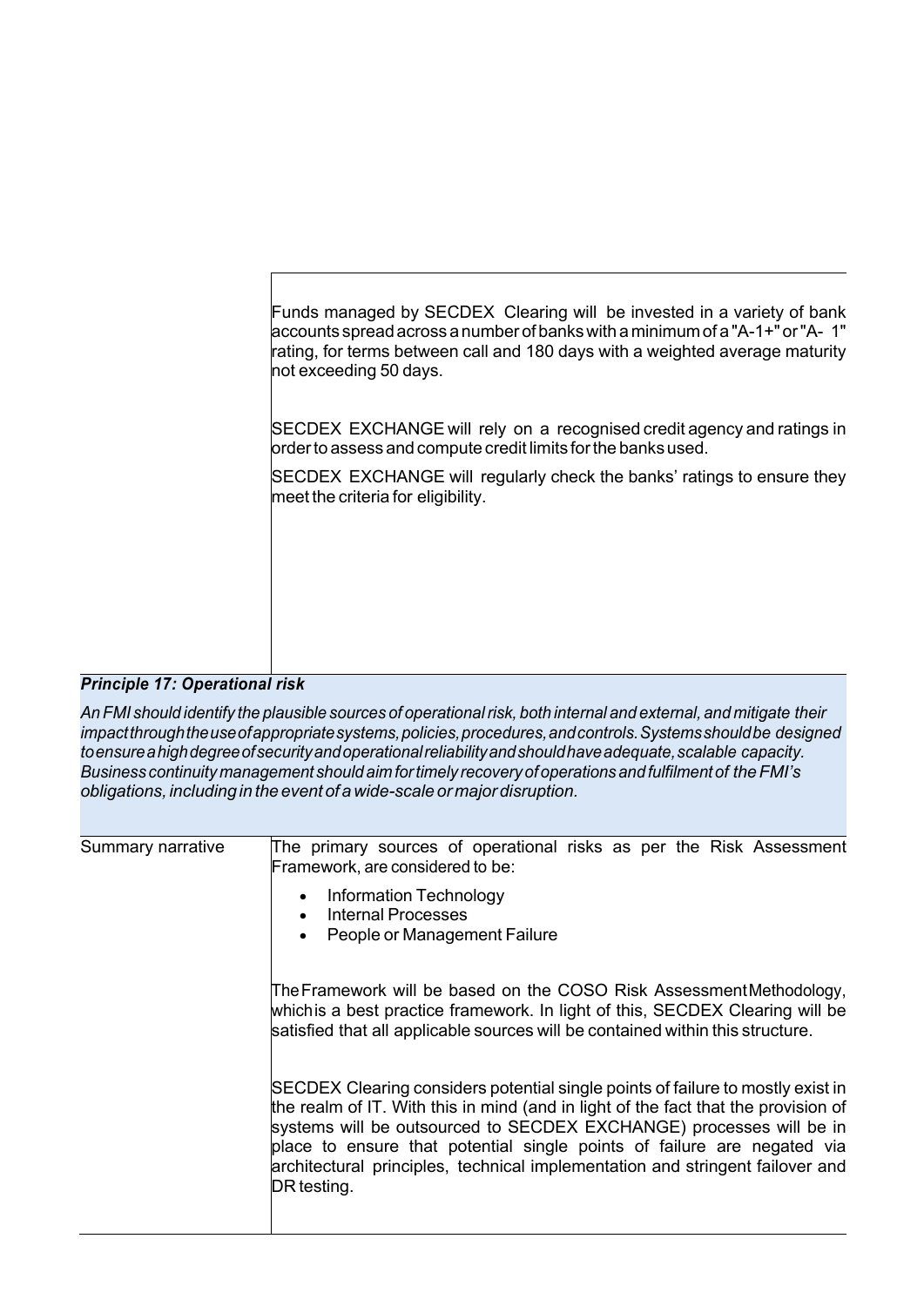| | |
|---|---|
| | Funds managed by SECDEX Clearing will be invested in a variety of bank accounts spread across a number of banks with a minimum of a "A-1+" or "A- 1" rating, for terms between call and 180 days with a weighted average maturity not exceeding 50 days.<br><br>SECDEX EXCHANGE will rely on a recognised credit agency and ratings in order to assess and compute credit limits for the banks used.<br><br>SECDEX EXCHANGE will regularly check the banks' ratings to ensure they meet the criteria for eligibility. |

***Principle 17: Operational risk***

*An FMI should identify the plausible sources of operational risk, both internal and external, and mitigate their impact through the use of appropriate systems, policies, procedures, and controls. Systems should be designed to ensure a high degree of security and operational reliability and should have adequate, scalable capacity. Business continuity management should aim for timely recovery of operations and fulfilment of the FMI's obligations, including in the event of a wide-scale or major disruption.*

| | |
|---|---|
| Summary narrative | The primary sources of operational risks as per the Risk Assessment Framework, are considered to be:<br><br>• Information Technology<br>• Internal Processes<br>• People or Management Failure<br><br>The Framework will be based on the COSO Risk Assessment Methodology, which is a best practice framework. In light of this, SECDEX Clearing will be satisfied that all applicable sources will be contained within this structure.<br><br>SECDEX Clearing considers potential single points of failure to mostly exist in the realm of IT. With this in mind (and in light of the fact that the provision of systems will be outsourced to SECDEX EXCHANGE) processes will be in place to ensure that potential single points of failure are negated via architectural principles, technical implementation and stringent failover and DR testing. |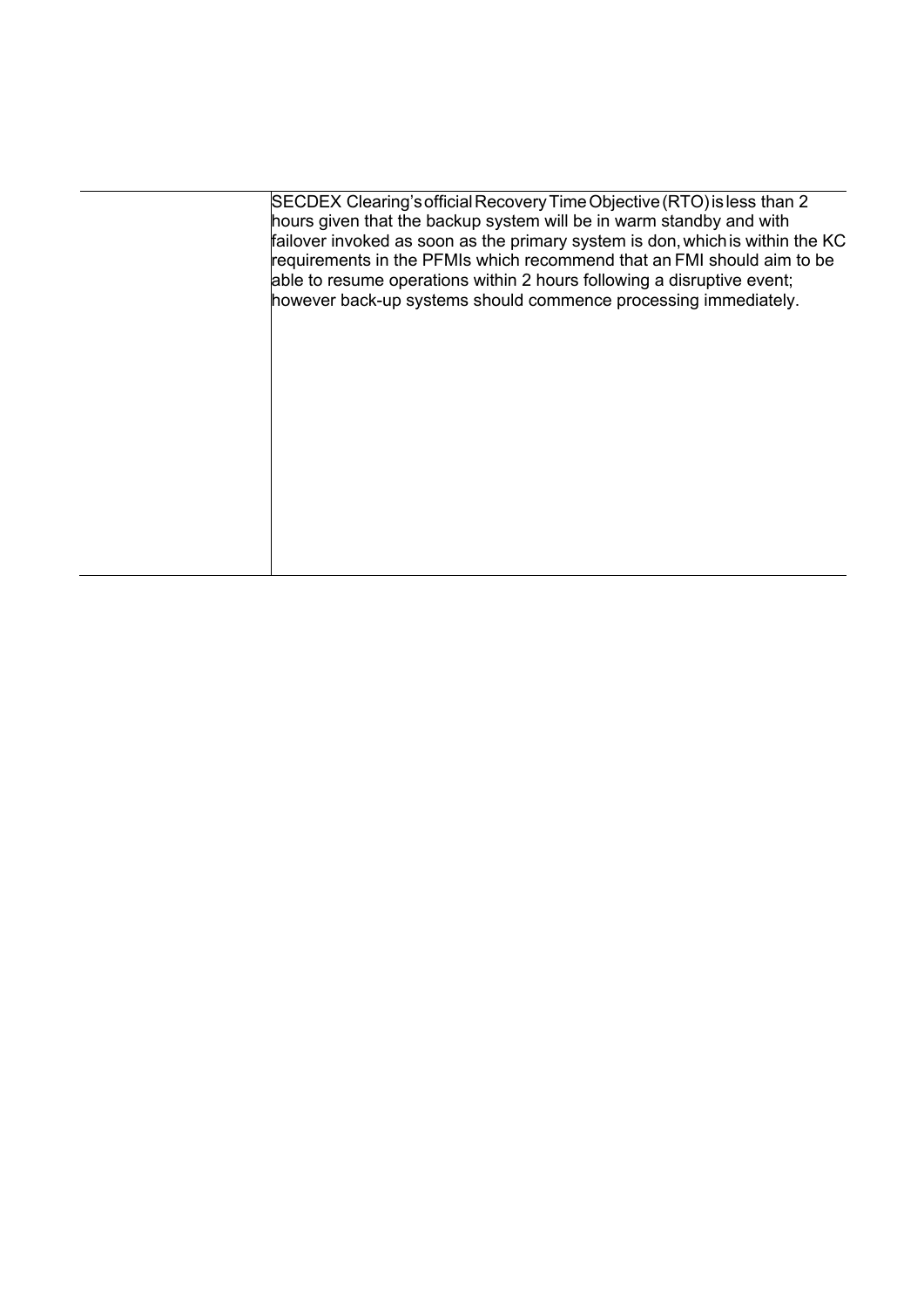|  | SECDEX Clearing's official Recovery Time Objective (RTO) is less than 2 hours given that the backup system will be in warm standby and with failover invoked as soon as the primary system is don, which is within the KC requirements in the PFMIs which recommend that an FMI should aim to be able to resume operations within 2 hours following a disruptive event; however back-up systems should commence processing immediately. |
| --- | --- |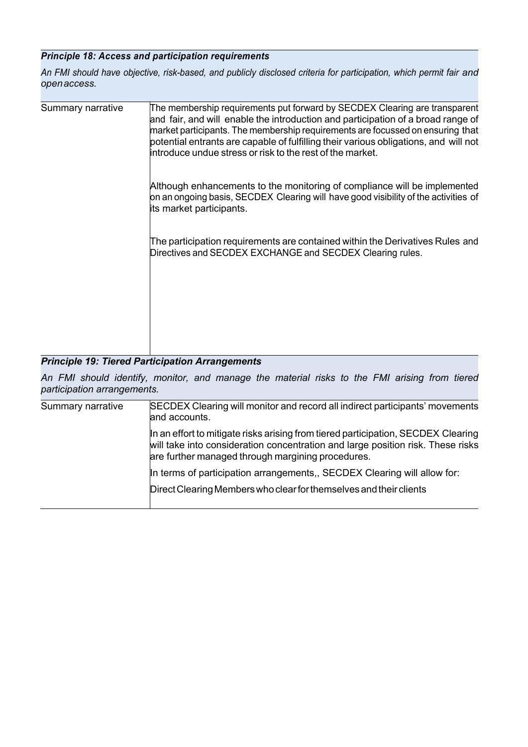***Principle 18: Access and participation requirements***

*An FMI should have objective, risk-based, and publicly disclosed criteria for participation, which permit fair and open access.*

| | |
|---|---|
| Summary narrative | The membership requirements put forward by SECDEX Clearing are transparent and fair, and will enable the introduction and participation of a broad range of market participants. The membership requirements are focussed on ensuring that potential entrants are capable of fulfilling their various obligations, and will not introduce undue stress or risk to the rest of the market.<br><br>Although enhancements to the monitoring of compliance will be implemented on an ongoing basis, SECDEX Clearing will have good visibility of the activities of its market participants.<br><br>The participation requirements are contained within the Derivatives Rules and Directives and SECDEX EXCHANGE and SECDEX Clearing rules. |

***Principle 19: Tiered Participation Arrangements***

*An FMI should identify, monitor, and manage the material risks to the FMI arising from tiered participation arrangements.*

| | |
|---|---|
| Summary narrative | SECDEX Clearing will monitor and record all indirect participants' movements and accounts.<br><br>In an effort to mitigate risks arising from tiered participation, SECDEX Clearing will take into consideration concentration and large position risk. These risks are further managed through margining procedures.<br><br>In terms of participation arrangements,, SECDEX Clearing will allow for:<br><br>Direct Clearing Members who clear for themselves and their clients |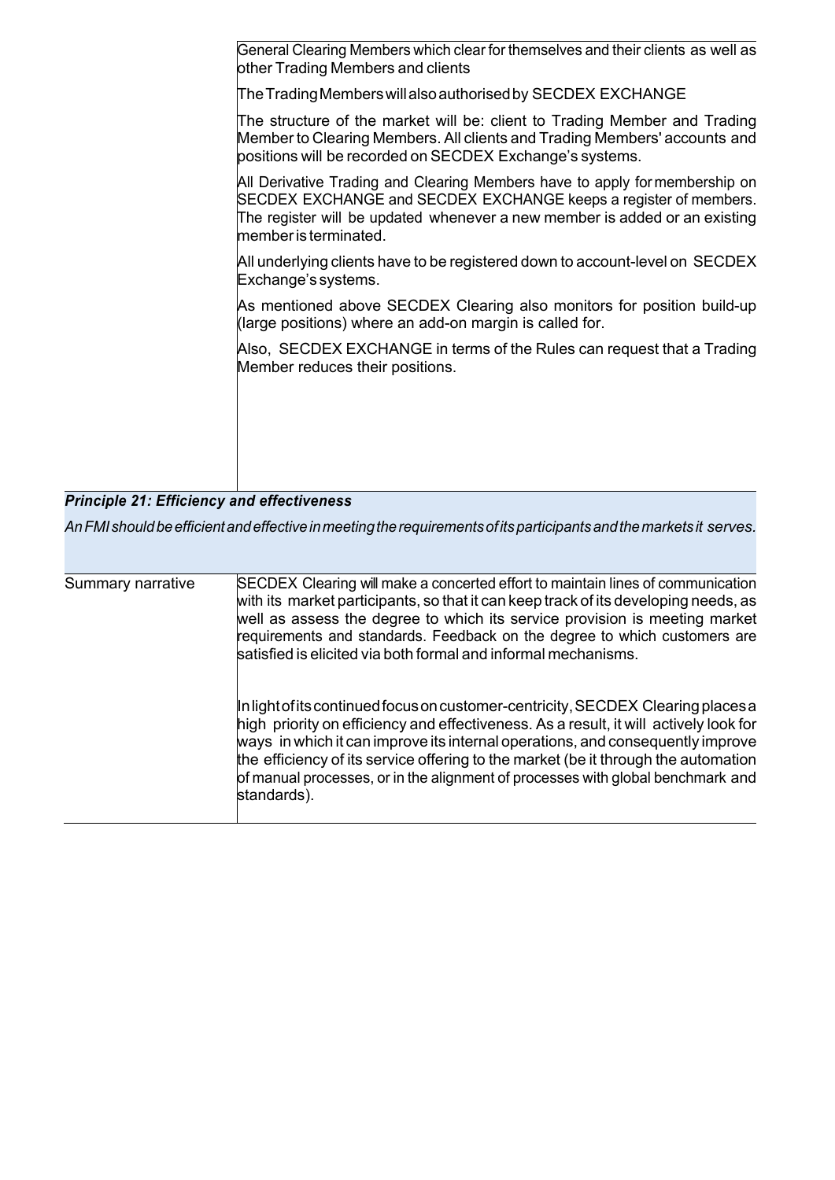| | |
|---|---|
| | General Clearing Members which clear for themselves and their clients as well as other Trading Members and clients<br><br>The Trading Members will also authorised by SECDEX EXCHANGE<br><br>The structure of the market will be: client to Trading Member and Trading Member to Clearing Members. All clients and Trading Members' accounts and positions will be recorded on SECDEX Exchange's systems.<br><br>All Derivative Trading and Clearing Members have to apply for membership on SECDEX EXCHANGE and SECDEX EXCHANGE keeps a register of members. The register will be updated whenever a new member is added or an existing member is terminated.<br><br>All underlying clients have to be registered down to account-level on SECDEX Exchange's systems.<br><br>As mentioned above SECDEX Clearing also monitors for position build-up (large positions) where an add-on margin is called for.<br><br>Also, SECDEX EXCHANGE in terms of the Rules can request that a Trading Member reduces their positions. |

***Principle 21: Efficiency and effectiveness***

*An FMI should be efficient and effective in meeting the requirements of its participants and the markets it serves.*

| | |
|---|---|
| Summary narrative | SECDEX Clearing will make a concerted effort to maintain lines of communication with its market participants, so that it can keep track of its developing needs, as well as assess the degree to which its service provision is meeting market requirements and standards. Feedback on the degree to which customers are satisfied is elicited via both formal and informal mechanisms.<br><br>In light of its continued focus on customer-centricity, SECDEX Clearing places a high priority on efficiency and effectiveness. As a result, it will actively look for ways in which it can improve its internal operations, and consequently improve the efficiency of its service offering to the market (be it through the automation of manual processes, or in the alignment of processes with global benchmark and standards). |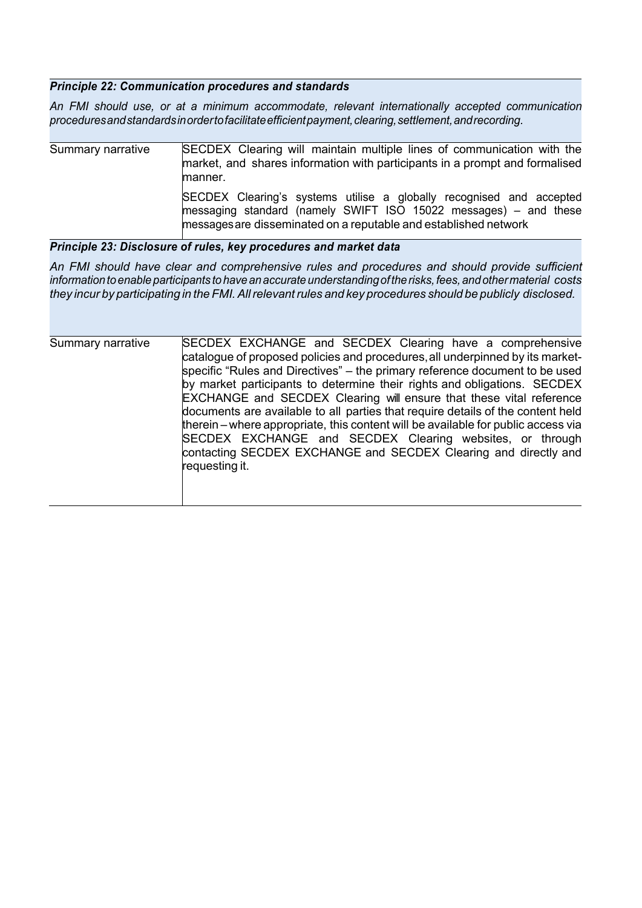**_Principle 22: Communication procedures and standards_**

*An FMI should use, or at a minimum accommodate, relevant internationally accepted communication procedures and standards in order to facilitate efficient payment, clearing, settlement, and recording.*

| | |
|---|---|
| Summary narrative | SECDEX Clearing will maintain multiple lines of communication with the market, and shares information with participants in a prompt and formalised manner.<br><br>SECDEX Clearing's systems utilise a globally recognised and accepted messaging standard (namely SWIFT ISO 15022 messages) – and these messages are disseminated on a reputable and established network |

**_Principle 23: Disclosure of rules, key procedures and market data_**

*An FMI should have clear and comprehensive rules and procedures and should provide sufficient information to enable participants to have an accurate understanding of the risks, fees, and other material costs they incur by participating in the FMI. All relevant rules and key procedures should be publicly disclosed.*

| | |
|---|---|
| Summary narrative | SECDEX EXCHANGE and SECDEX Clearing have a comprehensive catalogue of proposed policies and procedures, all underpinned by its market-specific "Rules and Directives" – the primary reference document to be used by market participants to determine their rights and obligations. SECDEX EXCHANGE and SECDEX Clearing will ensure that these vital reference documents are available to all parties that require details of the content held therein – where appropriate, this content will be available for public access via SECDEX EXCHANGE and SECDEX Clearing websites, or through contacting SECDEX EXCHANGE and SECDEX Clearing and directly and requesting it. |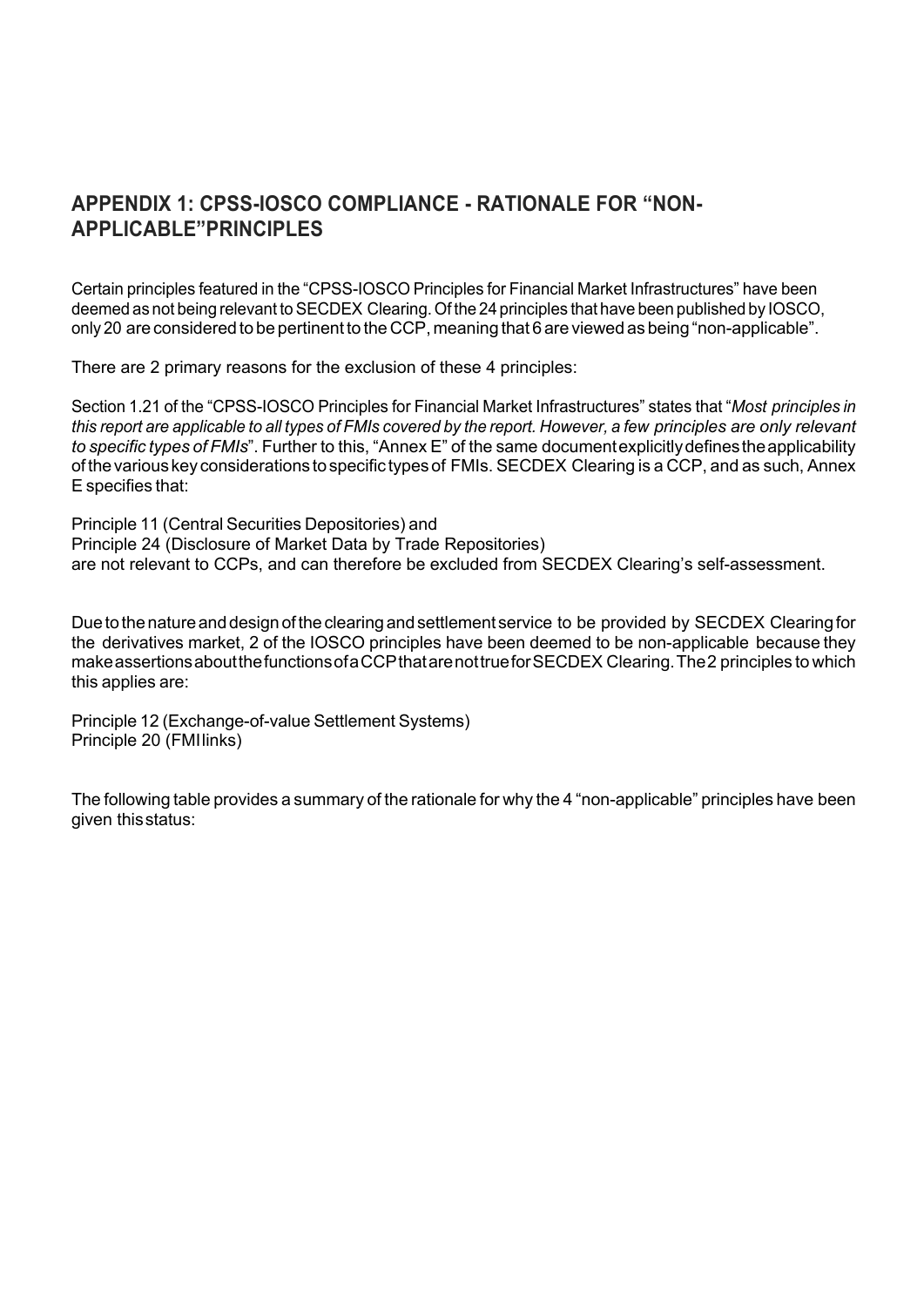## APPENDIX 1: CPSS-IOSCO COMPLIANCE - RATIONALE FOR "NON-APPLICABLE"PRINCIPLES

Certain principles featured in the "CPSS-IOSCO Principles for Financial Market Infrastructures" have been deemed as not being relevant to SECDEX Clearing. Of the 24 principles that have been published by IOSCO, only 20 are considered to be pertinent to the CCP, meaning that 6 are viewed as being "non-applicable".

There are 2 primary reasons for the exclusion of these 4 principles:

Section 1.21 of the "CPSS-IOSCO Principles for Financial Market Infrastructures" states that "*Most principles in this report are applicable to all types of FMIs covered by the report. However, a few principles are only relevant to specific types of FMIs*". Further to this, "Annex E" of the same document explicitly defines the applicability of the various key considerations to specific types of FMIs. SECDEX Clearing is a CCP, and as such, Annex E specifies that:

Principle 11 (Central Securities Depositories) and
Principle 24 (Disclosure of Market Data by Trade Repositories)
are not relevant to CCPs, and can therefore be excluded from SECDEX Clearing's self-assessment.

Due to the nature and design of the clearing and settlement service to be provided by SECDEX Clearing for the derivatives market, 2 of the IOSCO principles have been deemed to be non-applicable because they make assertions about the functions of a CCP that are not true for SECDEX Clearing. The 2 principles to which this applies are:

Principle 12 (Exchange-of-value Settlement Systems)
Principle 20 (FMI links)

The following table provides a summary of the rationale for why the 4 "non-applicable" principles have been given this status: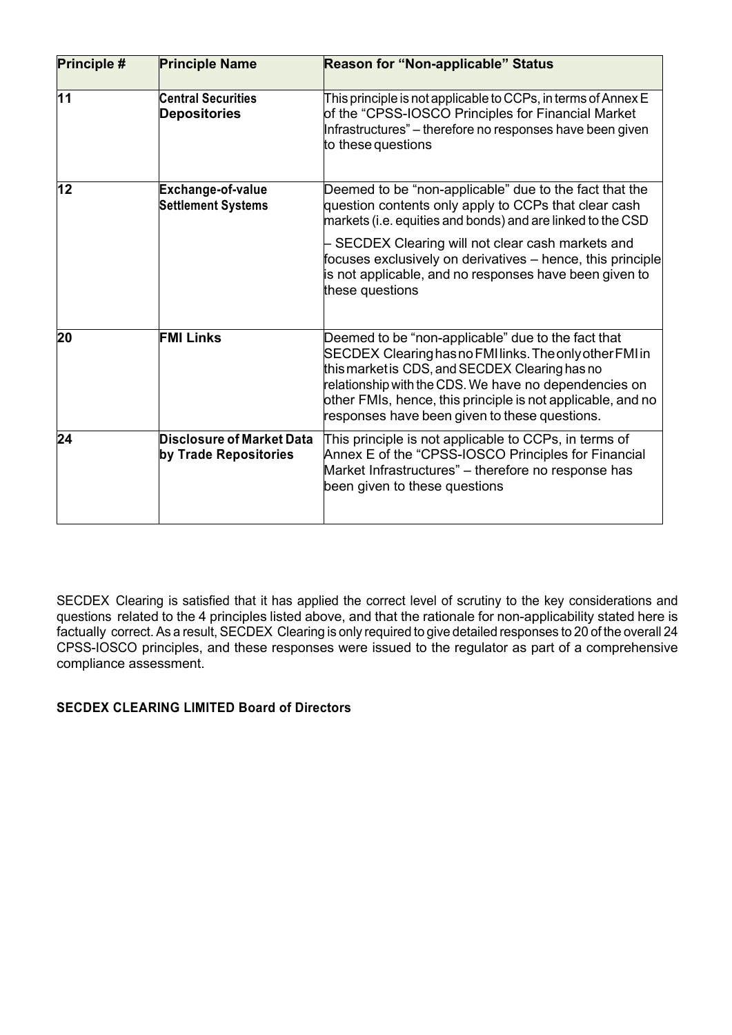| Principle # | Principle Name | Reason for "Non-applicable" Status |
|---|---|---|
| 11 | Central Securities Depositories | This principle is not applicable to CCPs, in terms of Annex E of the "CPSS-IOSCO Principles for Financial Market Infrastructures" – therefore no responses have been given to these questions |
| 12 | Exchange-of-value Settlement Systems | Deemed to be "non-applicable" due to the fact that the question contents only apply to CCPs that clear cash markets (i.e. equities and bonds) and are linked to the CSD – SECDEX Clearing will not clear cash markets and focuses exclusively on derivatives – hence, this principle is not applicable, and no responses have been given to these questions |
| 20 | FMI Links | Deemed to be "non-applicable" due to the fact that SECDEX Clearing has no FMI links. The only other FMI in this market is CDS, and SECDEX Clearing has no relationship with the CDS. We have no dependencies on other FMIs, hence, this principle is not applicable, and no responses have been given to these questions. |
| 24 | Disclosure of Market Data by Trade Repositories | This principle is not applicable to CCPs, in terms of Annex E of the "CPSS-IOSCO Principles for Financial Market Infrastructures" – therefore no response has been given to these questions |

SECDEX Clearing is satisfied that it has applied the correct level of scrutiny to the key considerations and questions related to the 4 principles listed above, and that the rationale for non-applicability stated here is factually correct. As a result, SECDEX Clearing is only required to give detailed responses to 20 of the overall 24 CPSS-IOSCO principles, and these responses were issued to the regulator as part of a comprehensive compliance assessment.

**SECDEX CLEARING LIMITED Board of Directors**